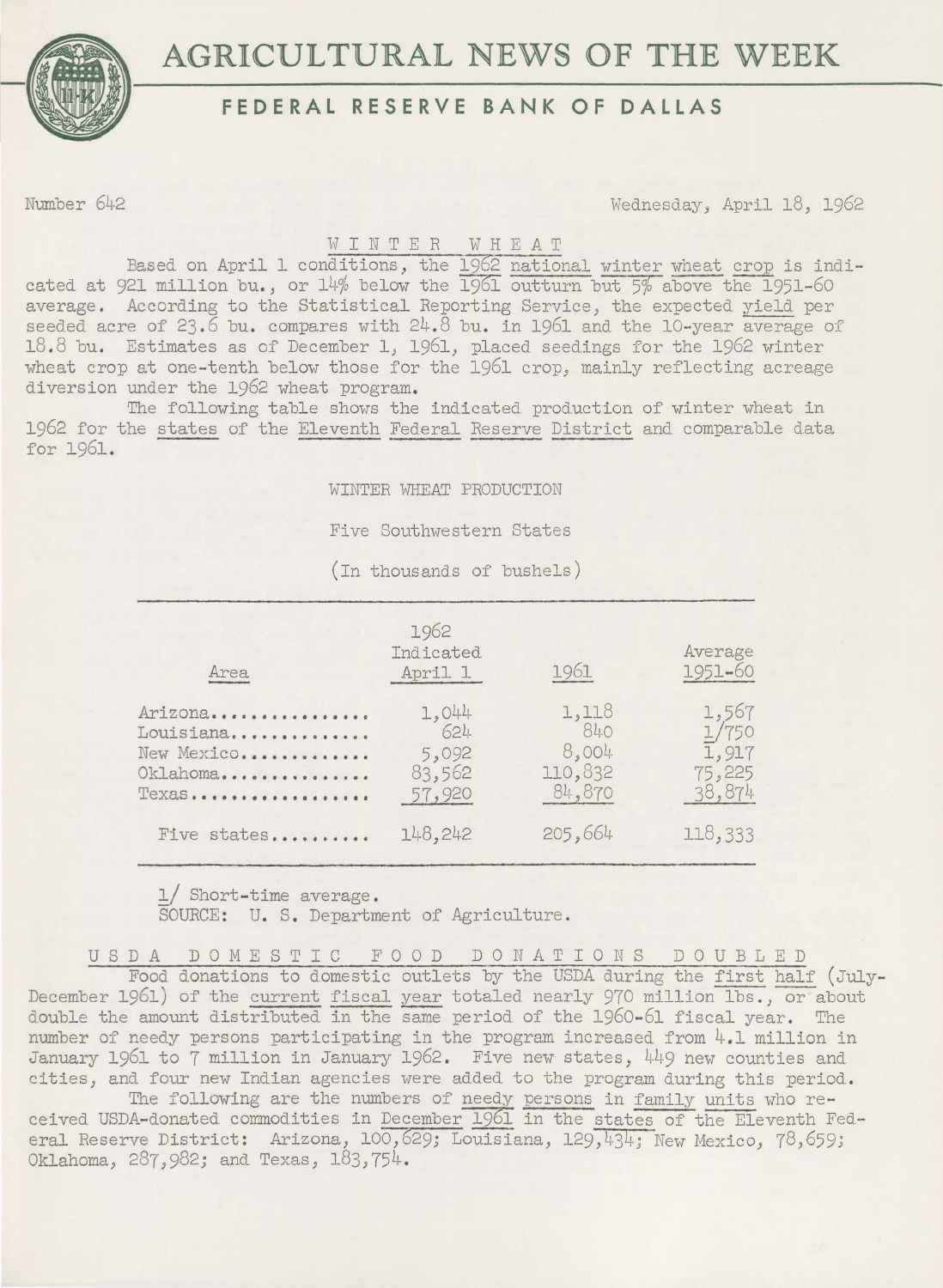# AGRICULTURAL NEWS OF THE WEEK

## FEDERAL RESERVE BANK OF DALLAS

Number 642 Wednesday, April 18, 1962

### WINTER WHEAT

Based on April 1 conditions, the 1962 national winter wheat crop is indicated at 921 million bu., or 14% below the 1961 outturn but 5% above the 1951-60 average. According to the Statistical Reporting Service, the expected yield per seeded acre of 23.6 bu. compares with 24.8 bu. in 1961 and the 10-year average of 18.8 bu. Estimates as of December 1, 1961, placed seedings for the 1962 winter wheat crop at one-tenth below those for the 1961 crop, mainly reflecting acreage diversion under the 1962 wheat program.

The following table shows the indicated production of winter wheat in 1962 for the states of the Eleventh Federal Reserve District and comparable data for 1961.

WINTER WHEAT PRODUCTION

Five Southwestern States

(In thousands of bushels)

| Area | 1962 Indicated April 1 | 1961 | Average 1951-60 |
|---|---|---|---|
| Arizona | 1,044 | 1,118 | 1,567 |
| Louisiana | 624 | 840 | 1/750 |
| New Mexico | 5,092 | 8,004 | 1,917 |
| Oklahoma | 83,562 | 110,832 | 75,225 |
| Texas | 57,920 | 84,870 | 38,874 |
| Five states | 148,242 | 205,664 | 118,333 |

1/ Short-time average.
SOURCE: U. S. Department of Agriculture.

### USDA DOMESTIC FOOD DONATIONS DOUBLED

Food donations to domestic outlets by the USDA during the first half (July-December 1961) of the current fiscal year totaled nearly 970 million lbs., or about double the amount distributed in the same period of the 1960-61 fiscal year. The number of needy persons participating in the program increased from 4.1 million in January 1961 to 7 million in January 1962. Five new states, 449 new counties and cities, and four new Indian agencies were added to the program during this period.

The following are the numbers of needy persons in family units who received USDA-donated commodities in December 1961 in the states of the Eleventh Federal Reserve District: Arizona, 100,629; Louisiana, 129,434; New Mexico, 78,659; Oklahoma, 287,982; and Texas, 183,754.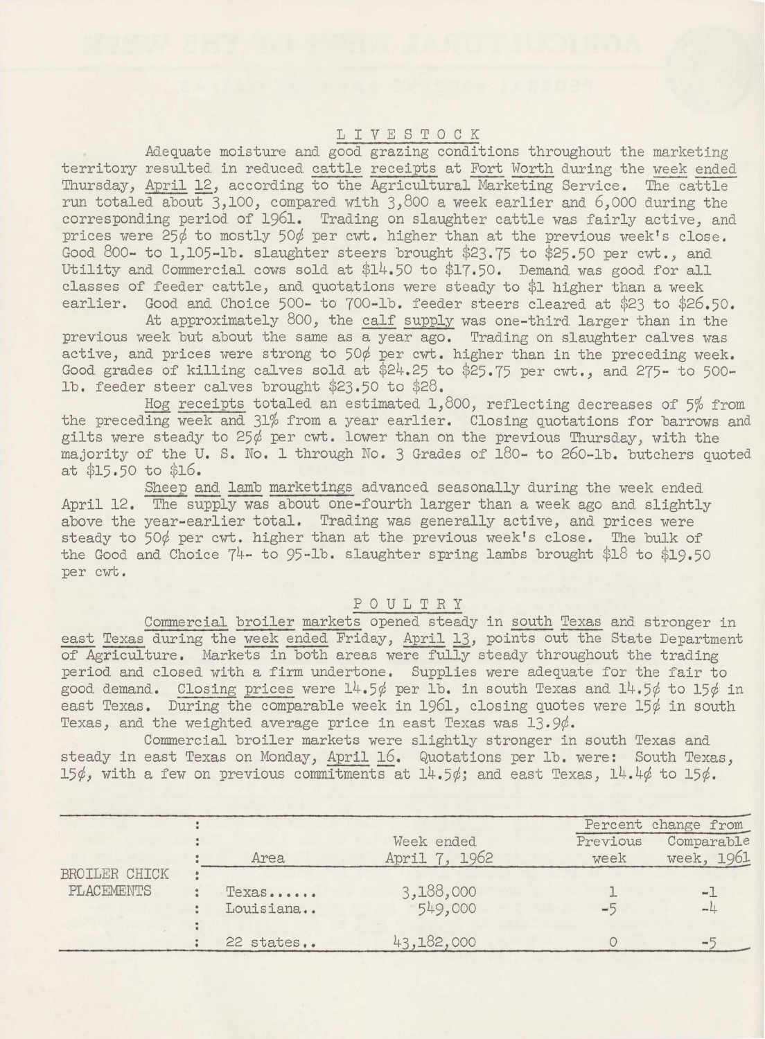## L I V E S T O C K

Adequate moisture and good grazing conditions throughout the marketing territory resulted in reduced cattle receipts at Fort Worth during the week ended Thursday, April 12, according to the Agricultural Marketing Service. The cattle run totaled about 3,100, compared with 3,800 a week earlier and 6,000 during the corresponding period of 1961. Trading on slaughter cattle was fairly active, and prices were 25¢ to mostly 50¢ per cwt. higher than at the previous week's close. Good 800- to 1,105-lb. slaughter steers brought \$23.75 to \$25.50 per cwt., and Utility and Commercial cows sold at \$14.50 to \$17.50. Demand was good for all classes of feeder cattle, and quotations were steady to \$1 higher than a week earlier. Good and Choice 500- to 700-lb. feeder steers cleared at \$23 to \$26.50.

At approximately 800, the calf supply was one-third larger than in the previous week but about the same as a year ago. Trading on slaughter calves was active, and prices were strong to 50¢ per cwt. higher than in the preceding week. Good grades of killing calves sold at \$24.25 to \$25.75 per cwt., and 275- to 500-lb. feeder steer calves brought \$23.50 to \$28.

Hog receipts totaled an estimated 1,800, reflecting decreases of 5% from the preceding week and 31% from a year earlier. Closing quotations for barrows and gilts were steady to 25¢ per cwt. lower than on the previous Thursday, with the majority of the U. S. No. 1 through No. 3 Grades of 180- to 260-lb. butchers quoted at \$15.50 to \$16.

Sheep and lamb marketings advanced seasonally during the week ended April 12. The supply was about one-fourth larger than a week ago and slightly above the year-earlier total. Trading was generally active, and prices were steady to 50¢ per cwt. higher than at the previous week's close. The bulk of the Good and Choice 74- to 95-lb. slaughter spring lambs brought \$18 to \$19.50 per cwt.

## P O U L T R Y

Commercial broiler markets opened steady in south Texas and stronger in east Texas during the week ended Friday, April 13, points out the State Department of Agriculture. Markets in both areas were fully steady throughout the trading period and closed with a firm undertone. Supplies were adequate for the fair to good demand. Closing prices were 14.5¢ per lb. in south Texas and 14.5¢ to 15¢ in east Texas. During the comparable week in 1961, closing quotes were 15¢ in south Texas, and the weighted average price in east Texas was 13.9¢.

Commercial broiler markets were slightly stronger in south Texas and steady in east Texas on Monday, April 16. Quotations per lb. were: South Texas, 15¢, with a few on previous commitments at 14.5¢; and east Texas, 14.4¢ to 15¢.

| | Area | Week ended April 7, 1962 | Percent change from | |
|---|---|---|---|---|
| | | | Previous week | Comparable week, 1961 |
| BROILER CHICK PLACEMENTS | Texas...... | 3,188,000 | 1 | -1 |
| | Louisiana.. | 549,000 | -5 | -4 |
| | 22 states.. | 43,182,000 | 0 | -5 |